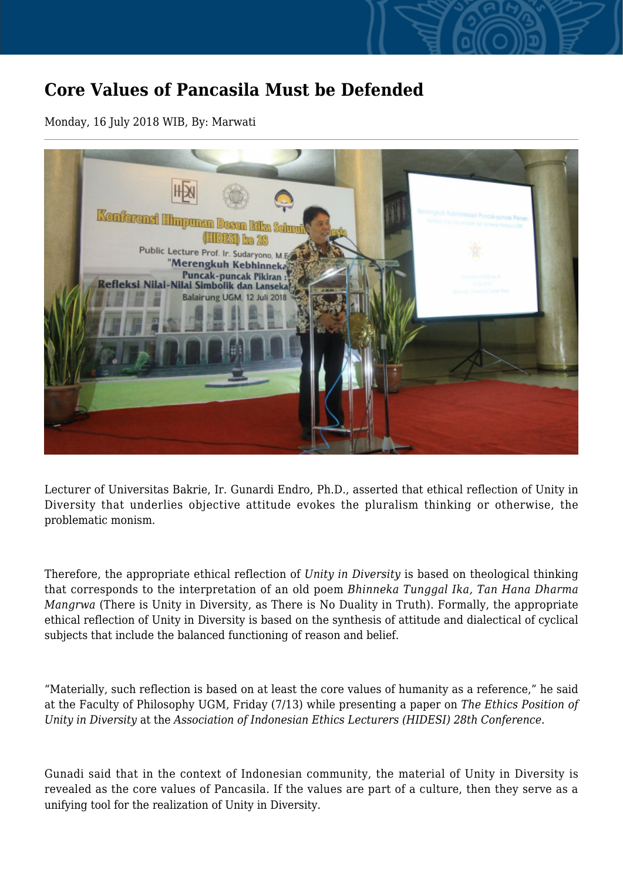# Core Values of Pancasila Must be Defended

Monday, 16 July 2018 WIB, By: Marwati

Lecturer of Universitas Bakrie, Ir. Gunardi Endro, Ph.D., asserted that ethical reflection of Unity in Diversity that underlies objective attitude evokes the pluralism thinking or otherwise, the problematic monism.

Therefore, the appropriate ethical reflection of *Unity in Diversity* is based on theological thinking that corresponds to the interpretation of an old poem *Bhinneka Tunggal Ika, Tan Hana Dharma Mangrwa* (There is Unity in Diversity, as There is No Duality in Truth). Formally, the appropriate ethical reflection of Unity in Diversity is based on the synthesis of attitude and dialectical of cyclical subjects that include the balanced functioning of reason and belief.

"Materially, such reflection is based on at least the core values of humanity as a reference," he said at the Faculty of Philosophy UGM, Friday (7/13) while presenting a paper on *The Ethics Position of Unity in Diversity* at the *Association of Indonesian Ethics Lecturers (HIDESI) 28th Conference.*

Gunadi said that in the context of Indonesian community, the material of Unity in Diversity is revealed as the core values of Pancasila. If the values are part of a culture, then they serve as a unifying tool for the realization of Unity in Diversity.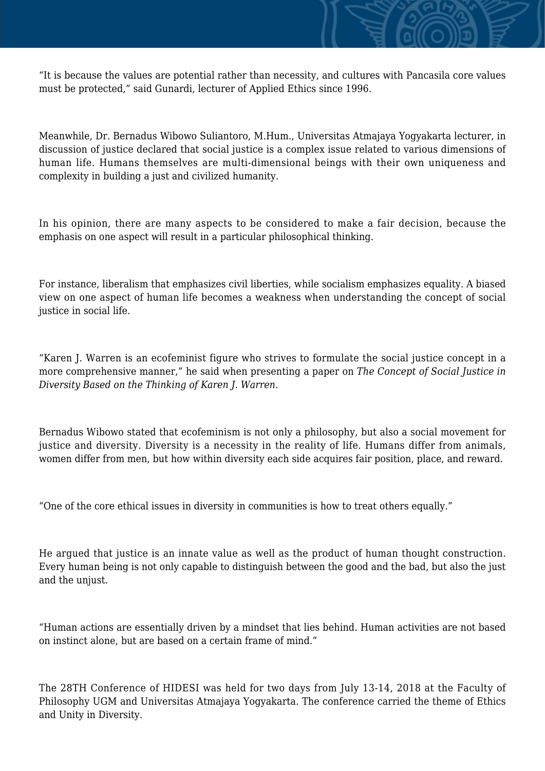"It is because the values are potential rather than necessity, and cultures with Pancasila core values must be protected," said Gunardi, lecturer of Applied Ethics since 1996.

Meanwhile, Dr. Bernadus Wibowo Suliantoro, M.Hum., Universitas Atmajaya Yogyakarta lecturer, in discussion of justice declared that social justice is a complex issue related to various dimensions of human life. Humans themselves are multi-dimensional beings with their own uniqueness and complexity in building a just and civilized humanity.

In his opinion, there are many aspects to be considered to make a fair decision, because the emphasis on one aspect will result in a particular philosophical thinking.

For instance, liberalism that emphasizes civil liberties, while socialism emphasizes equality. A biased view on one aspect of human life becomes a weakness when understanding the concept of social justice in social life.

"Karen J. Warren is an ecofeminist figure who strives to formulate the social justice concept in a more comprehensive manner," he said when presenting a paper on *The Concept of Social Justice in Diversity Based on the Thinking of Karen J. Warren*.

Bernadus Wibowo stated that ecofeminism is not only a philosophy, but also a social movement for justice and diversity. Diversity is a necessity in the reality of life. Humans differ from animals, women differ from men, but how within diversity each side acquires fair position, place, and reward.

"One of the core ethical issues in diversity in communities is how to treat others equally."

He argued that justice is an innate value as well as the product of human thought construction. Every human being is not only capable to distinguish between the good and the bad, but also the just and the unjust.

"Human actions are essentially driven by a mindset that lies behind. Human activities are not based on instinct alone, but are based on a certain frame of mind."

The 28TH Conference of HIDESI was held for two days from July 13-14, 2018 at the Faculty of Philosophy UGM and Universitas Atmajaya Yogyakarta. The conference carried the theme of Ethics and Unity in Diversity.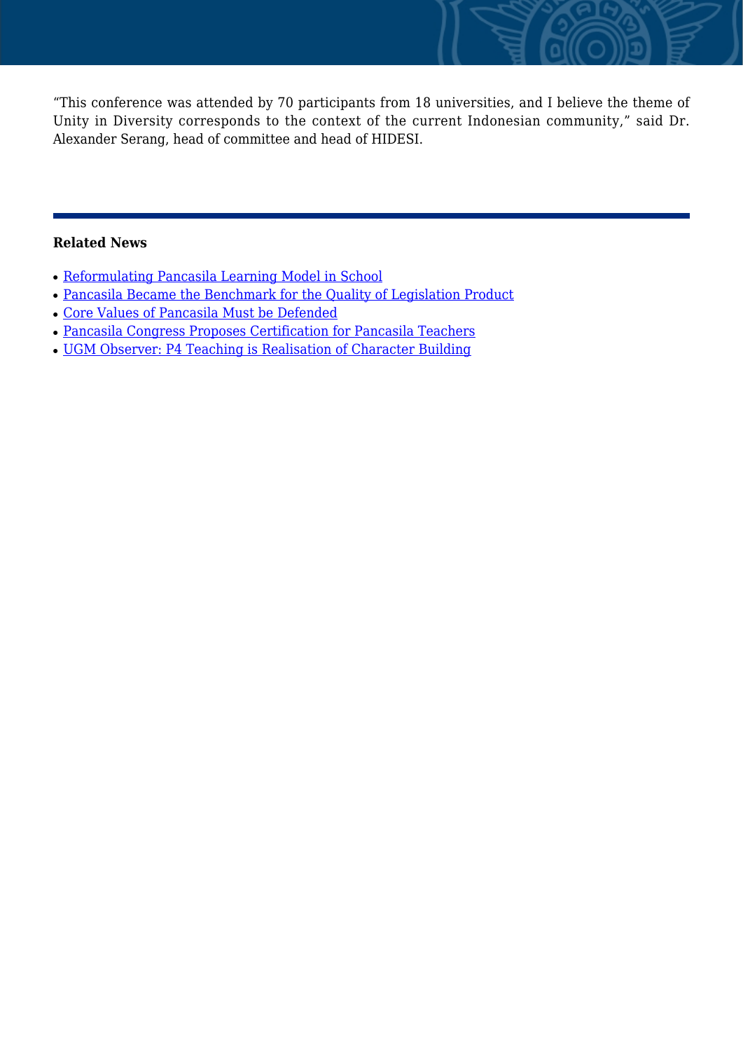"This conference was attended by 70 participants from 18 universities, and I believe the theme of Unity in Diversity corresponds to the context of the current Indonesian community," said Dr. Alexander Serang, head of committee and head of HIDESI.

---

**Related News**

- Reformulating Pancasila Learning Model in School
- Pancasila Became the Benchmark for the Quality of Legislation Product
- Core Values of Pancasila Must be Defended
- Pancasila Congress Proposes Certification for Pancasila Teachers
- UGM Observer: P4 Teaching is Realisation of Character Building